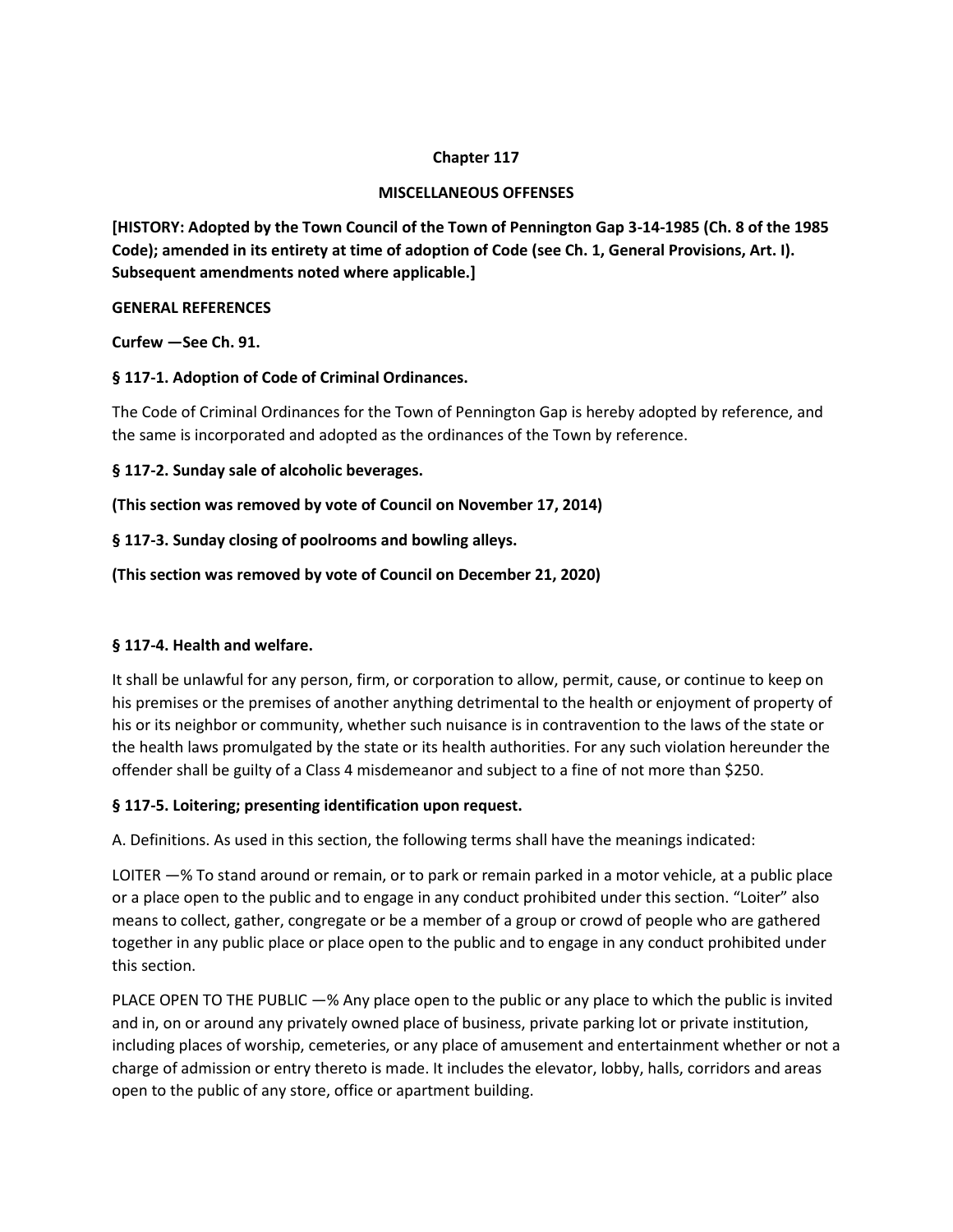# Chapter 117

## MISCELLANEOUS OFFENSES

**[HISTORY: Adopted by the Town Council of the Town of Pennington Gap 3-14-1985 (Ch. 8 of the 1985 Code); amended in its entirety at time of adoption of Code (see Ch. 1, General Provisions, Art. I). Subsequent amendments noted where applicable.]**

**GENERAL REFERENCES**

**Curfew —See Ch. 91.**

### § 117-1. Adoption of Code of Criminal Ordinances.

The Code of Criminal Ordinances for the Town of Pennington Gap is hereby adopted by reference, and the same is incorporated and adopted as the ordinances of the Town by reference.

### § 117-2. Sunday sale of alcoholic beverages.

**(This section was removed by vote of Council on November 17, 2014)**

### § 117-3. Sunday closing of poolrooms and bowling alleys.

**(This section was removed by vote of Council on December 21, 2020)**

### § 117-4. Health and welfare.

It shall be unlawful for any person, firm, or corporation to allow, permit, cause, or continue to keep on his premises or the premises of another anything detrimental to the health or enjoyment of property of his or its neighbor or community, whether such nuisance is in contravention to the laws of the state or the health laws promulgated by the state or its health authorities. For any such violation hereunder the offender shall be guilty of a Class 4 misdemeanor and subject to a fine of not more than $250.

### § 117-5. Loitering; presenting identification upon request.

A. Definitions. As used in this section, the following terms shall have the meanings indicated:

LOITER —% To stand around or remain, or to park or remain parked in a motor vehicle, at a public place or a place open to the public and to engage in any conduct prohibited under this section. "Loiter" also means to collect, gather, congregate or be a member of a group or crowd of people who are gathered together in any public place or place open to the public and to engage in any conduct prohibited under this section.

PLACE OPEN TO THE PUBLIC —% Any place open to the public or any place to which the public is invited and in, on or around any privately owned place of business, private parking lot or private institution, including places of worship, cemeteries, or any place of amusement and entertainment whether or not a charge of admission or entry thereto is made. It includes the elevator, lobby, halls, corridors and areas open to the public of any store, office or apartment building.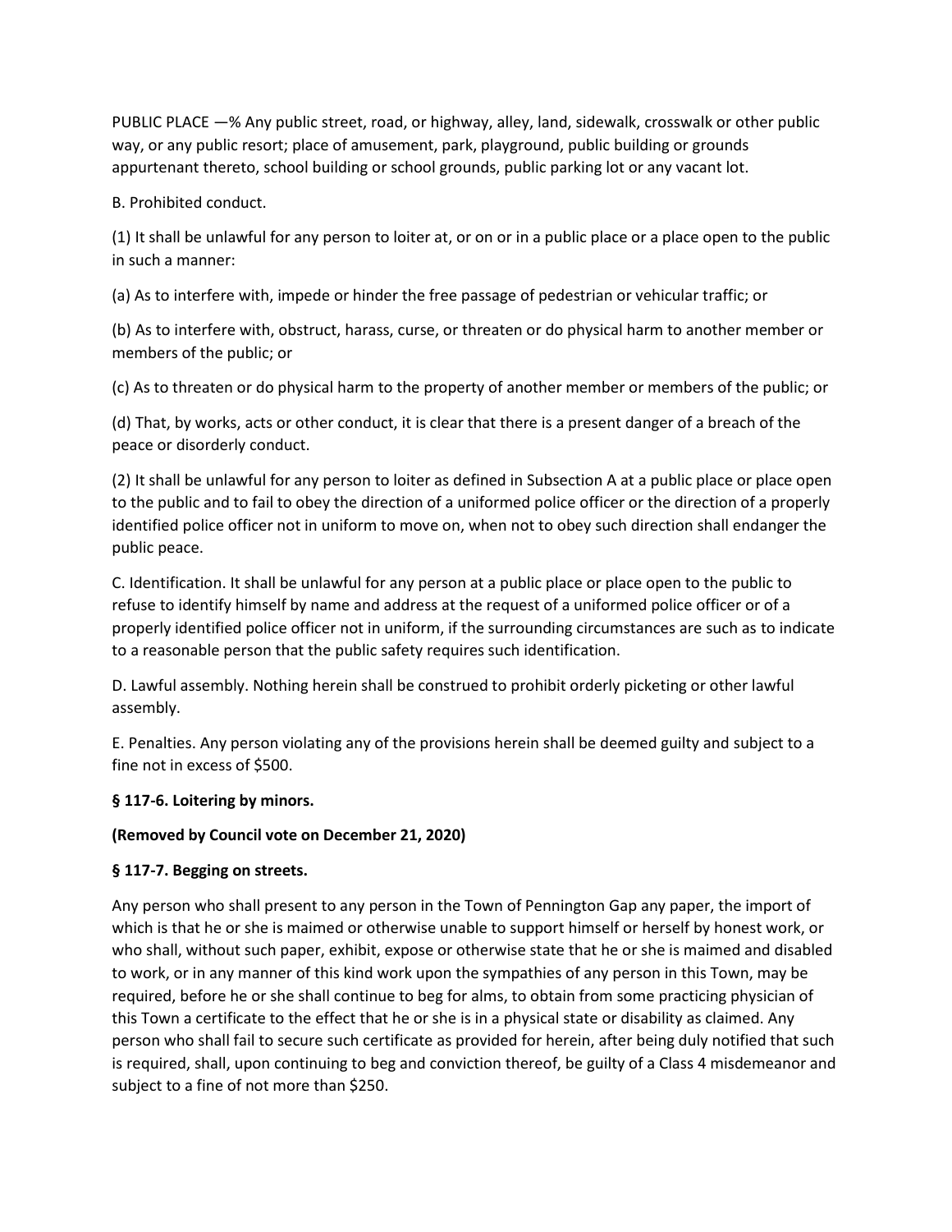PUBLIC PLACE —% Any public street, road, or highway, alley, land, sidewalk, crosswalk or other public way, or any public resort; place of amusement, park, playground, public building or grounds appurtenant thereto, school building or school grounds, public parking lot or any vacant lot.

B. Prohibited conduct.

(1) It shall be unlawful for any person to loiter at, or on or in a public place or a place open to the public in such a manner:

(a) As to interfere with, impede or hinder the free passage of pedestrian or vehicular traffic; or

(b) As to interfere with, obstruct, harass, curse, or threaten or do physical harm to another member or members of the public; or

(c) As to threaten or do physical harm to the property of another member or members of the public; or

(d) That, by works, acts or other conduct, it is clear that there is a present danger of a breach of the peace or disorderly conduct.

(2) It shall be unlawful for any person to loiter as defined in Subsection A at a public place or place open to the public and to fail to obey the direction of a uniformed police officer or the direction of a properly identified police officer not in uniform to move on, when not to obey such direction shall endanger the public peace.

C. Identification. It shall be unlawful for any person at a public place or place open to the public to refuse to identify himself by name and address at the request of a uniformed police officer or of a properly identified police officer not in uniform, if the surrounding circumstances are such as to indicate to a reasonable person that the public safety requires such identification.

D. Lawful assembly. Nothing herein shall be construed to prohibit orderly picketing or other lawful assembly.

E. Penalties. Any person violating any of the provisions herein shall be deemed guilty and subject to a fine not in excess of $500.

**§ 117-6. Loitering by minors.**

**(Removed by Council vote on December 21, 2020)**

**§ 117-7. Begging on streets.**

Any person who shall present to any person in the Town of Pennington Gap any paper, the import of which is that he or she is maimed or otherwise unable to support himself or herself by honest work, or who shall, without such paper, exhibit, expose or otherwise state that he or she is maimed and disabled to work, or in any manner of this kind work upon the sympathies of any person in this Town, may be required, before he or she shall continue to beg for alms, to obtain from some practicing physician of this Town a certificate to the effect that he or she is in a physical state or disability as claimed. Any person who shall fail to secure such certificate as provided for herein, after being duly notified that such is required, shall, upon continuing to beg and conviction thereof, be guilty of a Class 4 misdemeanor and subject to a fine of not more than $250.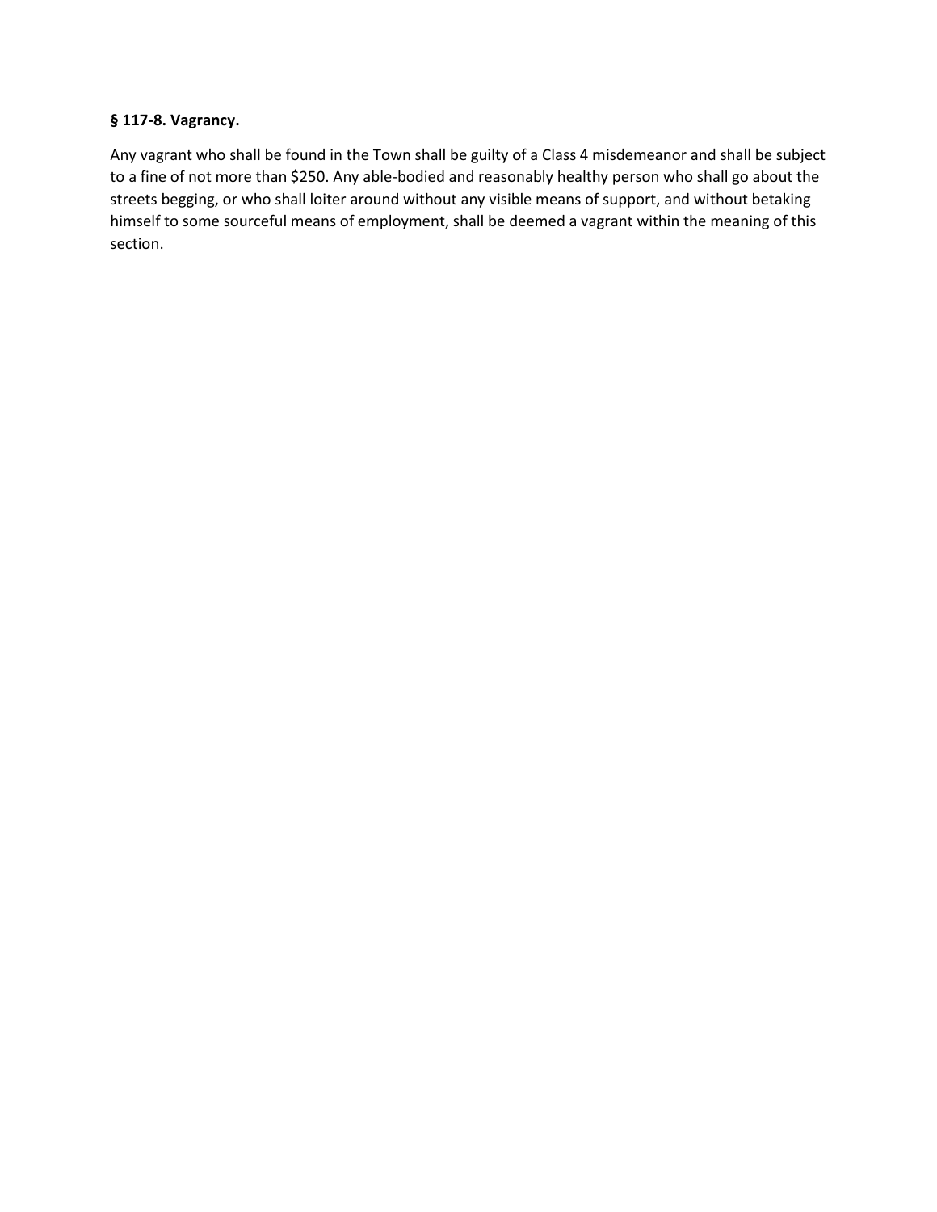**§ 117-8. Vagrancy.**

Any vagrant who shall be found in the Town shall be guilty of a Class 4 misdemeanor and shall be subject to a fine of not more than $250. Any able-bodied and reasonably healthy person who shall go about the streets begging, or who shall loiter around without any visible means of support, and without betaking himself to some sourceful means of employment, shall be deemed a vagrant within the meaning of this section.